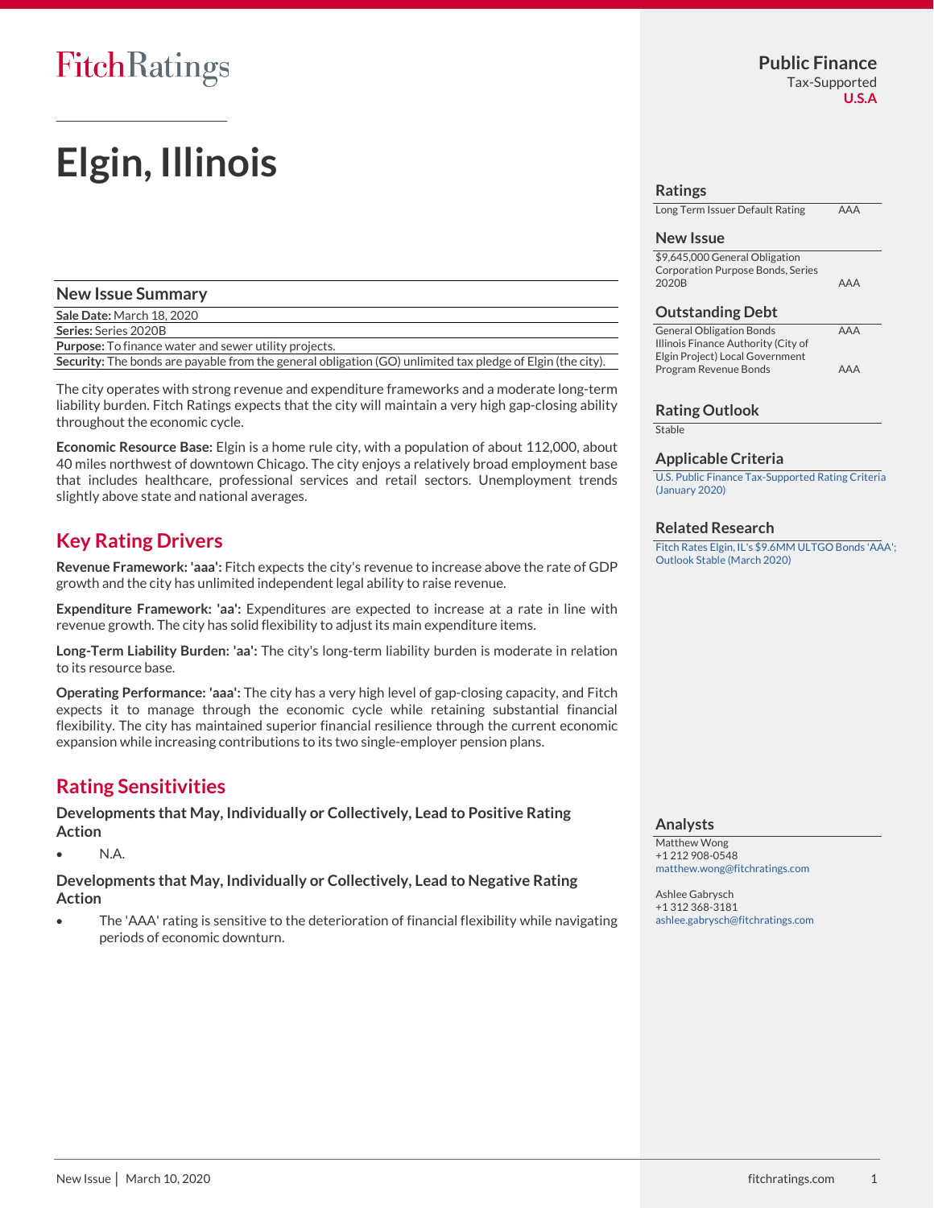Fitch Ratings

# Elgin, Illinois

**Public Finance**
Tax-Supported
**U.S.A**

## Ratings

| | |
|---|---|
| Long Term Issuer Default Rating | AAA |

## New Issue

| | |
|---|---|
| $9,645,000 General Obligation Corporation Purpose Bonds, Series 2020B | AAA |

## Outstanding Debt

| | |
|---|---|
| General Obligation Bonds | AAA |
| Illinois Finance Authority (City of Elgin Project) Local Government Program Revenue Bonds | AAA |

## Rating Outlook

Stable

## Applicable Criteria

U.S. Public Finance Tax-Supported Rating Criteria (January 2020)

## Related Research

Fitch Rates Elgin, IL's $9.6MM ULTGO Bonds 'AAA'; Outlook Stable (March 2020)

## Analysts

Matthew Wong
+1 212 908-0548
matthew.wong@fitchratings.com

Ashlee Gabrysch
+1 312 368-3181
ashlee.gabrysch@fitchratings.com

## New Issue Summary

**Sale Date:** March 18, 2020
**Series:** Series 2020B
**Purpose:** To finance water and sewer utility projects.
**Security:** The bonds are payable from the general obligation (GO) unlimited tax pledge of Elgin (the city).

The city operates with strong revenue and expenditure frameworks and a moderate long-term liability burden. Fitch Ratings expects that the city will maintain a very high gap-closing ability throughout the economic cycle.

**Economic Resource Base:** Elgin is a home rule city, with a population of about 112,000, about 40 miles northwest of downtown Chicago. The city enjoys a relatively broad employment base that includes healthcare, professional services and retail sectors. Unemployment trends slightly above state and national averages.

## Key Rating Drivers

**Revenue Framework: 'aaa':** Fitch expects the city's revenue to increase above the rate of GDP growth and the city has unlimited independent legal ability to raise revenue.

**Expenditure Framework: 'aa':** Expenditures are expected to increase at a rate in line with revenue growth. The city has solid flexibility to adjust its main expenditure items.

**Long-Term Liability Burden: 'aa':** The city's long-term liability burden is moderate in relation to its resource base.

**Operating Performance: 'aaa':** The city has a very high level of gap-closing capacity, and Fitch expects it to manage through the economic cycle while retaining substantial financial flexibility. The city has maintained superior financial resilience through the current economic expansion while increasing contributions to its two single-employer pension plans.

## Rating Sensitivities

### Developments that May, Individually or Collectively, Lead to Positive Rating Action

- N.A.

### Developments that May, Individually or Collectively, Lead to Negative Rating Action

- The 'AAA' rating is sensitive to the deterioration of financial flexibility while navigating periods of economic downturn.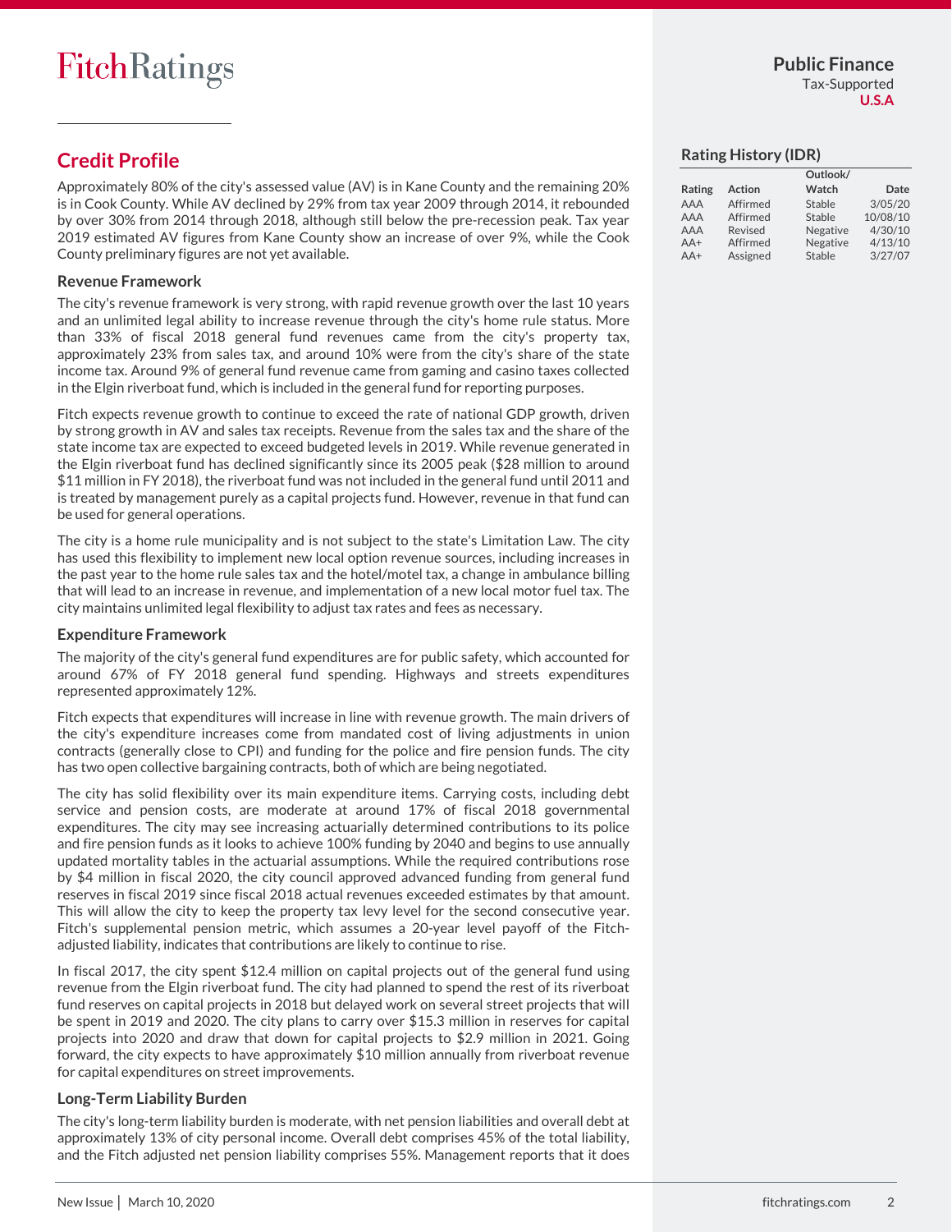## Credit Profile

Approximately 80% of the city's assessed value (AV) is in Kane County and the remaining 20% is in Cook County. While AV declined by 29% from tax year 2009 through 2014, it rebounded by over 30% from 2014 through 2018, although still below the pre-recession peak. Tax year 2019 estimated AV figures from Kane County show an increase of over 9%, while the Cook County preliminary figures are not yet available.

### Revenue Framework

The city's revenue framework is very strong, with rapid revenue growth over the last 10 years and an unlimited legal ability to increase revenue through the city's home rule status. More than 33% of fiscal 2018 general fund revenues came from the city's property tax, approximately 23% from sales tax, and around 10% were from the city's share of the state income tax. Around 9% of general fund revenue came from gaming and casino taxes collected in the Elgin riverboat fund, which is included in the general fund for reporting purposes.

Fitch expects revenue growth to continue to exceed the rate of national GDP growth, driven by strong growth in AV and sales tax receipts. Revenue from the sales tax and the share of the state income tax are expected to exceed budgeted levels in 2019. While revenue generated in the Elgin riverboat fund has declined significantly since its 2005 peak ($28 million to around $11 million in FY 2018), the riverboat fund was not included in the general fund until 2011 and is treated by management purely as a capital projects fund. However, revenue in that fund can be used for general operations.

The city is a home rule municipality and is not subject to the state's Limitation Law. The city has used this flexibility to implement new local option revenue sources, including increases in the past year to the home rule sales tax and the hotel/motel tax, a change in ambulance billing that will lead to an increase in revenue, and implementation of a new local motor fuel tax. The city maintains unlimited legal flexibility to adjust tax rates and fees as necessary.

### Expenditure Framework

The majority of the city's general fund expenditures are for public safety, which accounted for around 67% of FY 2018 general fund spending. Highways and streets expenditures represented approximately 12%.

Fitch expects that expenditures will increase in line with revenue growth. The main drivers of the city's expenditure increases come from mandated cost of living adjustments in union contracts (generally close to CPI) and funding for the police and fire pension funds. The city has two open collective bargaining contracts, both of which are being negotiated.

The city has solid flexibility over its main expenditure items. Carrying costs, including debt service and pension costs, are moderate at around 17% of fiscal 2018 governmental expenditures. The city may see increasing actuarially determined contributions to its police and fire pension funds as it looks to achieve 100% funding by 2040 and begins to use annually updated mortality tables in the actuarial assumptions. While the required contributions rose by $4 million in fiscal 2020, the city council approved advanced funding from general fund reserves in fiscal 2019 since fiscal 2018 actual revenues exceeded estimates by that amount. This will allow the city to keep the property tax levy level for the second consecutive year. Fitch's supplemental pension metric, which assumes a 20-year level payoff of the Fitch-adjusted liability, indicates that contributions are likely to continue to rise.

In fiscal 2017, the city spent $12.4 million on capital projects out of the general fund using revenue from the Elgin riverboat fund. The city had planned to spend the rest of its riverboat fund reserves on capital projects in 2018 but delayed work on several street projects that will be spent in 2019 and 2020. The city plans to carry over $15.3 million in reserves for capital projects into 2020 and draw that down for capital projects to $2.9 million in 2021. Going forward, the city expects to have approximately $10 million annually from riverboat revenue for capital expenditures on street improvements.

### Long-Term Liability Burden

The city's long-term liability burden is moderate, with net pension liabilities and overall debt at approximately 13% of city personal income. Overall debt comprises 45% of the total liability, and the Fitch adjusted net pension liability comprises 55%. Management reports that it does

### Rating History (IDR)

| Rating | Action | Outlook/ Watch | Date |
|---|---|---|---|
| AAA | Affirmed | Stable | 3/05/20 |
| AAA | Affirmed | Stable | 10/08/10 |
| AAA | Revised | Negative | 4/30/10 |
| AA+ | Affirmed | Negative | 4/13/10 |
| AA+ | Assigned | Stable | 3/27/07 |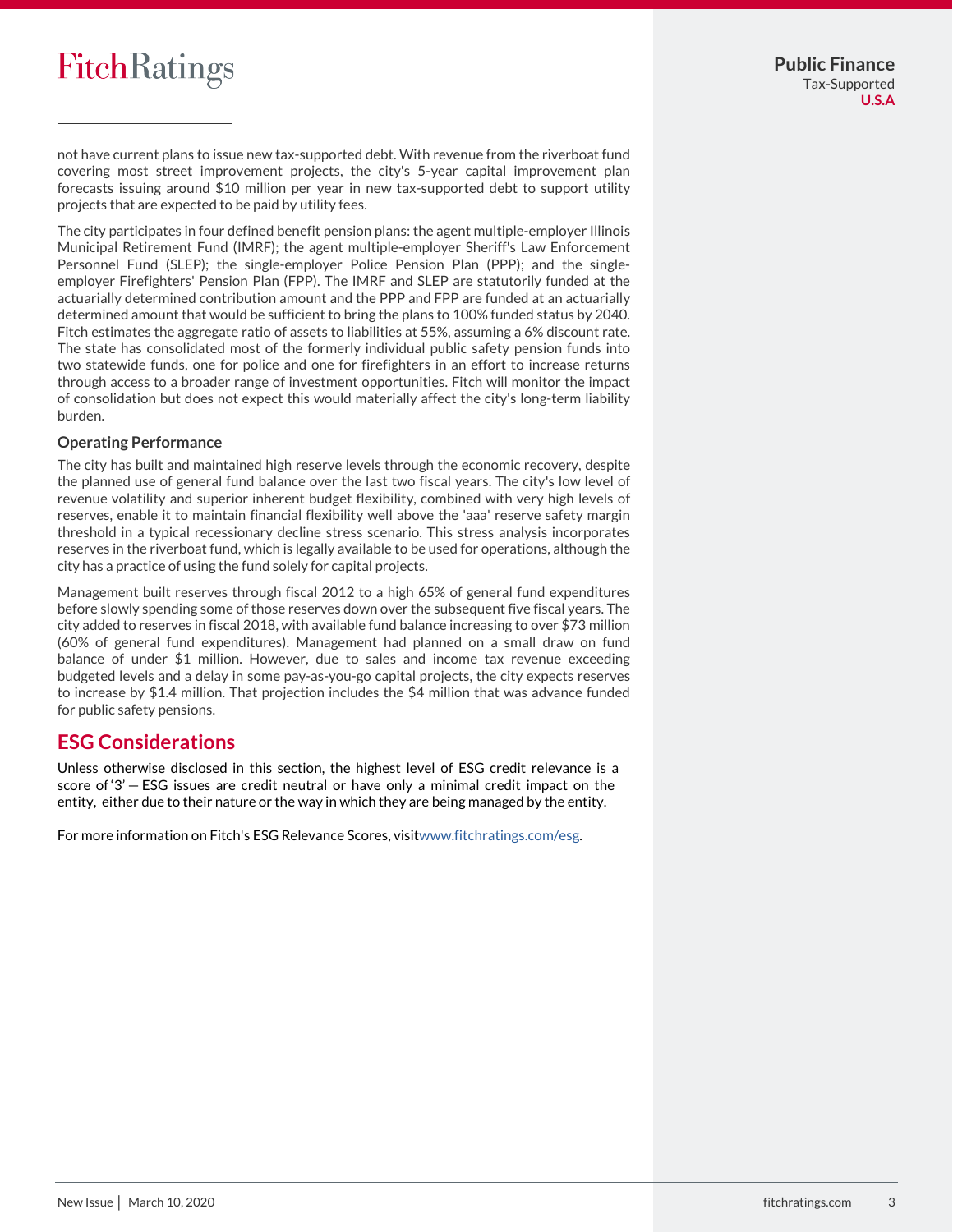not have current plans to issue new tax-supported debt. With revenue from the riverboat fund covering most street improvement projects, the city's 5-year capital improvement plan forecasts issuing around $10 million per year in new tax-supported debt to support utility projects that are expected to be paid by utility fees.

The city participates in four defined benefit pension plans: the agent multiple-employer Illinois Municipal Retirement Fund (IMRF); the agent multiple-employer Sheriff's Law Enforcement Personnel Fund (SLEP); the single-employer Police Pension Plan (PPP); and the single-employer Firefighters' Pension Plan (FPP). The IMRF and SLEP are statutorily funded at the actuarially determined contribution amount and the PPP and FPP are funded at an actuarially determined amount that would be sufficient to bring the plans to 100% funded status by 2040. Fitch estimates the aggregate ratio of assets to liabilities at 55%, assuming a 6% discount rate. The state has consolidated most of the formerly individual public safety pension funds into two statewide funds, one for police and one for firefighters in an effort to increase returns through access to a broader range of investment opportunities. Fitch will monitor the impact of consolidation but does not expect this would materially affect the city's long-term liability burden.

### Operating Performance

The city has built and maintained high reserve levels through the economic recovery, despite the planned use of general fund balance over the last two fiscal years. The city's low level of revenue volatility and superior inherent budget flexibility, combined with very high levels of reserves, enable it to maintain financial flexibility well above the 'aaa' reserve safety margin threshold in a typical recessionary decline stress scenario. This stress analysis incorporates reserves in the riverboat fund, which is legally available to be used for operations, although the city has a practice of using the fund solely for capital projects.

Management built reserves through fiscal 2012 to a high 65% of general fund expenditures before slowly spending some of those reserves down over the subsequent five fiscal years. The city added to reserves in fiscal 2018, with available fund balance increasing to over $73 million (60% of general fund expenditures). Management had planned on a small draw on fund balance of under $1 million. However, due to sales and income tax revenue exceeding budgeted levels and a delay in some pay-as-you-go capital projects, the city expects reserves to increase by $1.4 million. That projection includes the $4 million that was advance funded for public safety pensions.

## ESG Considerations

Unless otherwise disclosed in this section, the highest level of ESG credit relevance is a score of '3' — ESG issues are credit neutral or have only a minimal credit impact on the entity, either due to their nature or the way in which they are being managed by the entity.

For more information on Fitch's ESG Relevance Scores, visitwww.fitchratings.com/esg.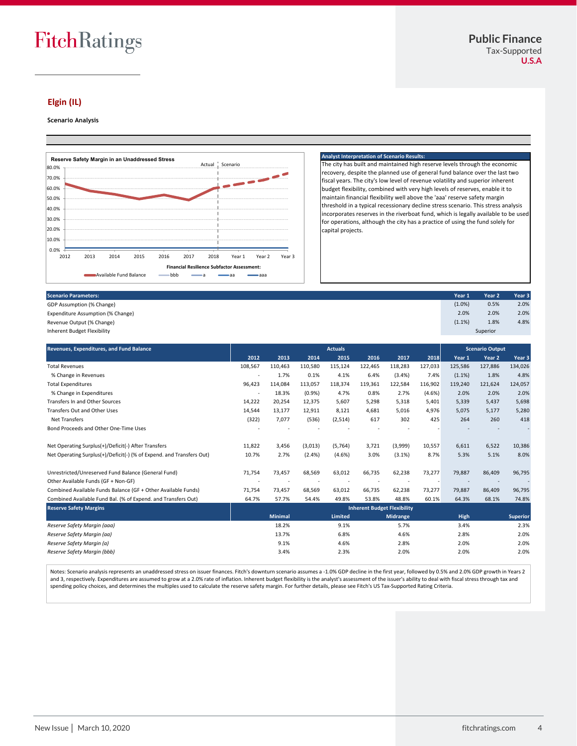## Elgin (IL)

**Scenario Analysis**

**Reserve Safety Margin in an Unaddressed Stress**

Actual | Scenario

80.0%, 70.0%, 60.0%, 50.0%, 40.0%, 30.0%, 20.0%, 10.0%, 0.0%

2012 2013 2014 2015 2016 2017 2018 Year 1 Year 2 Year 3

**Financial Resilience Subfactor Assessment:**

Available Fund Balance — bbb — a — aa — aaa

**Analyst Interpretation of Scenario Results:**

The city has built and maintained high reserve levels through the economic recovery, despite the planned use of general fund balance over the last two fiscal years. The city's low level of revenue volatility and superior inherent budget flexibility, combined with very high levels of reserves, enable it to maintain financial flexibility well above the 'aaa' reserve safety margin threshold in a typical recessionary decline stress scenario. This stress analysis incorporates reserves in the riverboat fund, which is legally available to be used for operations, although the city has a practice of using the fund solely for capital projects.

| Scenario Parameters: | Year 1 | Year 2 | Year 3 |
|---|---|---|---|
| GDP Assumption (% Change) | (1.0%) | 0.5% | 2.0% |
| Expenditure Assumption (% Change) | 2.0% | 2.0% | 2.0% |
| Revenue Output (% Change) | (1.1%) | 1.8% | 4.8% |
| Inherent Budget Flexibility | | Superior | |

| Revenues, Expenditures, and Fund Balance | Actuals | | | | | | | Scenario Output | | |
|---|---|---|---|---|---|---|---|---|---|---|
| | 2012 | 2013 | 2014 | 2015 | 2016 | 2017 | 2018 | Year 1 | Year 2 | Year 3 |
| Total Revenues | 108,567 | 110,463 | 110,580 | 115,124 | 122,465 | 118,283 | 127,033 | 125,586 | 127,886 | 134,026 |
| % Change in Revenues | - | 1.7% | 0.1% | 4.1% | 6.4% | (3.4%) | 7.4% | (1.1%) | 1.8% | 4.8% |
| Total Expenditures | 96,423 | 114,084 | 113,057 | 118,374 | 119,361 | 122,584 | 116,902 | 119,240 | 121,624 | 124,057 |
| % Change in Expenditures | - | 18.3% | (0.9%) | 4.7% | 0.8% | 2.7% | (4.6%) | 2.0% | 2.0% | 2.0% |
| Transfers In and Other Sources | 14,222 | 20,254 | 12,375 | 5,607 | 5,298 | 5,318 | 5,401 | 5,339 | 5,437 | 5,698 |
| Transfers Out and Other Uses | 14,544 | 13,177 | 12,911 | 8,121 | 4,681 | 5,016 | 4,976 | 5,075 | 5,177 | 5,280 |
| Net Transfers | (322) | 7,077 | (536) | (2,514) | 617 | 302 | 425 | 264 | 260 | 418 |
| Bond Proceeds and Other One-Time Uses | - | - | - | - | - | - | - | - | - | - |
| | | | | | | | | | | |
| Net Operating Surplus(+)/Deficit(-) After Transfers | 11,822 | 3,456 | (3,013) | (5,764) | 3,721 | (3,999) | 10,557 | 6,611 | 6,522 | 10,386 |
| Net Operating Surplus(+)/Deficit(-) (% of Expend. and Transfers Out) | 10.7% | 2.7% | (2.4%) | (4.6%) | 3.0% | (3.1%) | 8.7% | 5.3% | 5.1% | 8.0% |
| | | | | | | | | | | |
| Unrestricted/Unreserved Fund Balance (General Fund) | 71,754 | 73,457 | 68,569 | 63,012 | 66,735 | 62,238 | 73,277 | 79,887 | 86,409 | 96,795 |
| Other Available Funds (GF + Non-GF) | - | - | - | - | - | - | - | - | - | - |
| Combined Available Funds Balance (GF + Other Available Funds) | 71,754 | 73,457 | 68,569 | 63,012 | 66,735 | 62,238 | 73,277 | 79,887 | 86,409 | 96,795 |
| Combined Available Fund Bal. (% of Expend. and Transfers Out) | 64.7% | 57.7% | 54.4% | 49.8% | 53.8% | 48.8% | 60.1% | 64.3% | 68.1% | 74.8% |

| Reserve Safety Margins | Inherent Budget Flexibility | | | | |
|---|---|---|---|---|---|
| | Minimal | Limited | Midrange | High | Superior |
| *Reserve Safety Margin (aaa)* | 18.2% | 9.1% | 5.7% | 3.4% | 2.3% |
| *Reserve Safety Margin (aa)* | 13.7% | 6.8% | 4.6% | 2.8% | 2.0% |
| *Reserve Safety Margin (a)* | 9.1% | 4.6% | 2.8% | 2.0% | 2.0% |
| *Reserve Safety Margin (bbb)* | 3.4% | 2.3% | 2.0% | 2.0% | 2.0% |

Notes: Scenario analysis represents an unaddressed stress on issuer finances. Fitch's downturn scenario assumes a -1.0% GDP decline in the first year, followed by 0.5% and 2.0% GDP growth in Years 2 and 3, respectively. Expenditures are assumed to grow at a 2.0% rate of inflation. Inherent budget flexibility is the analyst's assessment of the issuer's ability to deal with fiscal stress through tax and spending policy choices, and determines the multiples used to calculate the reserve safety margin. For further details, please see Fitch's US Tax-Supported Rating Criteria.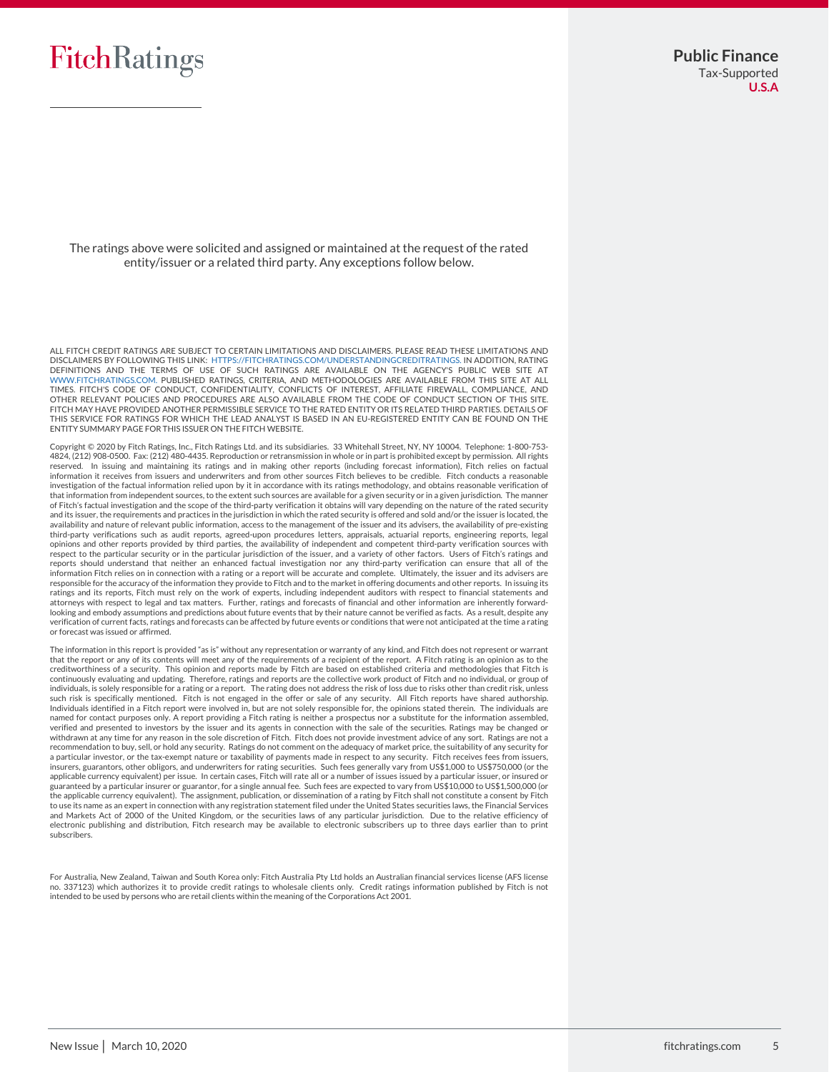The ratings above were solicited and assigned or maintained at the request of the rated entity/issuer or a related third party. Any exceptions follow below.

ALL FITCH CREDIT RATINGS ARE SUBJECT TO CERTAIN LIMITATIONS AND DISCLAIMERS. PLEASE READ THESE LIMITATIONS AND DISCLAIMERS BY FOLLOWING THIS LINK: HTTPS://FITCHRATINGS.COM/UNDERSTANDINGCREDITRATINGS. IN ADDITION, RATING DEFINITIONS AND THE TERMS OF USE OF SUCH RATINGS ARE AVAILABLE ON THE AGENCY'S PUBLIC WEB SITE AT WWW.FITCHRATINGS.COM. PUBLISHED RATINGS, CRITERIA, AND METHODOLOGIES ARE AVAILABLE FROM THIS SITE AT ALL TIMES. FITCH'S CODE OF CONDUCT, CONFIDENTIALITY, CONFLICTS OF INTEREST, AFFILIATE FIREWALL, COMPLIANCE, AND OTHER RELEVANT POLICIES AND PROCEDURES ARE ALSO AVAILABLE FROM THE CODE OF CONDUCT SECTION OF THIS SITE. FITCH MAY HAVE PROVIDED ANOTHER PERMISSIBLE SERVICE TO THE RATED ENTITY OR ITS RELATED THIRD PARTIES. DETAILS OF THIS SERVICE FOR RATINGS FOR WHICH THE LEAD ANALYST IS BASED IN AN EU-REGISTERED ENTITY CAN BE FOUND ON THE ENTITY SUMMARY PAGE FOR THIS ISSUER ON THE FITCH WEBSITE.

Copyright © 2020 by Fitch Ratings, Inc., Fitch Ratings Ltd. and its subsidiaries. 33 Whitehall Street, NY, NY 10004. Telephone: 1-800-753-4824, (212) 908-0500. Fax: (212) 480-4435. Reproduction or retransmission in whole or in part is prohibited except by permission. All rights reserved. In issuing and maintaining its ratings and in making other reports (including forecast information), Fitch relies on factual information it receives from issuers and underwriters and from other sources Fitch believes to be credible. Fitch conducts a reasonable investigation of the factual information relied upon by it in accordance with its ratings methodology, and obtains reasonable verification of that information from independent sources, to the extent such sources are available for a given security or in a given jurisdiction. The manner of Fitch's factual investigation and the scope of the third-party verification it obtains will vary depending on the nature of the rated security and its issuer, the requirements and practices in the jurisdiction in which the rated security is offered and sold and/or the issuer is located, the availability and nature of relevant public information, access to the management of the issuer and its advisers, the availability of pre-existing third-party verifications such as audit reports, agreed-upon procedures letters, appraisals, actuarial reports, engineering reports, legal opinions and other reports provided by third parties, the availability of independent and competent third-party verification sources with respect to the particular security or in the particular jurisdiction of the issuer, and a variety of other factors. Users of Fitch's ratings and reports should understand that neither an enhanced factual investigation nor any third-party verification can ensure that all of the information Fitch relies on in connection with a rating or a report will be accurate and complete. Ultimately, the issuer and its advisers are responsible for the accuracy of the information they provide to Fitch and to the market in offering documents and other reports. In issuing its ratings and its reports, Fitch must rely on the work of experts, including independent auditors with respect to financial statements and attorneys with respect to legal and tax matters. Further, ratings and forecasts of financial and other information are inherently forward-looking and embody assumptions and predictions about future events that by their nature cannot be verified as facts. As a result, despite any verification of current facts, ratings and forecasts can be affected by future events or conditions that were not anticipated at the time a rating or forecast was issued or affirmed.

The information in this report is provided "as is" without any representation or warranty of any kind, and Fitch does not represent or warrant that the report or any of its contents will meet any of the requirements of a recipient of the report. A Fitch rating is an opinion as to the creditworthiness of a security. This opinion and reports made by Fitch are based on established criteria and methodologies that Fitch is continuously evaluating and updating. Therefore, ratings and reports are the collective work product of Fitch and no individual, or group of individuals, is solely responsible for a rating or a report. The rating does not address the risk of loss due to risks other than credit risk, unless such risk is specifically mentioned. Fitch is not engaged in the offer or sale of any security. All Fitch reports have shared authorship. Individuals identified in a Fitch report were involved in, but are not solely responsible for, the opinions stated therein. The individuals are named for contact purposes only. A report providing a Fitch rating is neither a prospectus nor a substitute for the information assembled, verified and presented to investors by the issuer and its agents in connection with the sale of the securities. Ratings may be changed or withdrawn at any time for any reason in the sole discretion of Fitch. Fitch does not provide investment advice of any sort. Ratings are not a recommendation to buy, sell, or hold any security. Ratings do not comment on the adequacy of market price, the suitability of any security for a particular investor, or the tax-exempt nature or taxability of payments made in respect to any security. Fitch receives fees from issuers, insurers, guarantors, other obligors, and underwriters for rating securities. Such fees generally vary from US$1,000 to US$750,000 (or the applicable currency equivalent) per issue. In certain cases, Fitch will rate all or a number of issues issued by a particular issuer, or insured or guaranteed by a particular insurer or guarantor, for a single annual fee. Such fees are expected to vary from US$10,000 to US$1,500,000 (or the applicable currency equivalent). The assignment, publication, or dissemination of a rating by Fitch shall not constitute a consent by Fitch to use its name as an expert in connection with any registration statement filed under the United States securities laws, the Financial Services and Markets Act of 2000 of the United Kingdom, or the securities laws of any particular jurisdiction. Due to the relative efficiency of electronic publishing and distribution, Fitch research may be available to electronic subscribers up to three days earlier than to print subscribers.

For Australia, New Zealand, Taiwan and South Korea only: Fitch Australia Pty Ltd holds an Australian financial services license (AFS license no. 337123) which authorizes it to provide credit ratings to wholesale clients only. Credit ratings information published by Fitch is not intended to be used by persons who are retail clients within the meaning of the Corporations Act 2001.